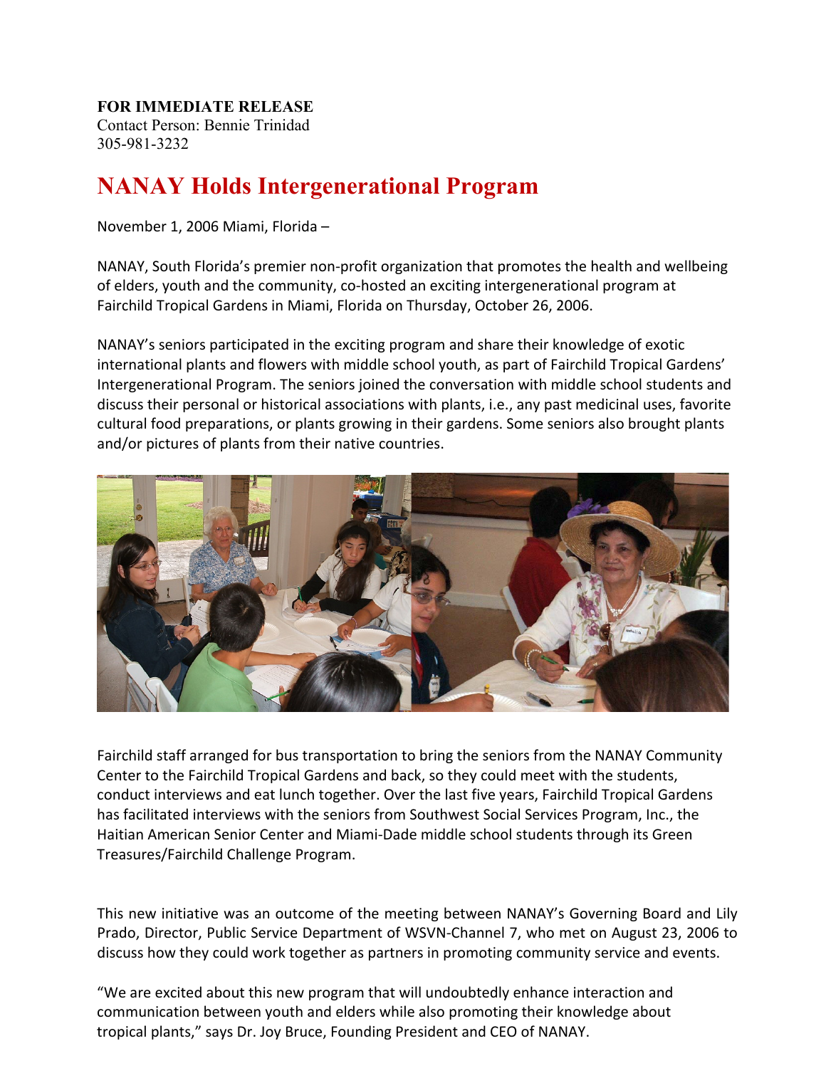**FOR IMMEDIATE RELEASE**
Contact Person: Bennie Trinidad
305-981-3232

# NANAY Holds Intergenerational Program

November 1, 2006 Miami, Florida –

NANAY, South Florida's premier non-profit organization that promotes the health and wellbeing of elders, youth and the community, co-hosted an exciting intergenerational program at Fairchild Tropical Gardens in Miami, Florida on Thursday, October 26, 2006.

NANAY's seniors participated in the exciting program and share their knowledge of exotic international plants and flowers with middle school youth, as part of Fairchild Tropical Gardens' Intergenerational Program. The seniors joined the conversation with middle school students and discuss their personal or historical associations with plants, i.e., any past medicinal uses, favorite cultural food preparations, or plants growing in their gardens. Some seniors also brought plants and/or pictures of plants from their native countries.

Fairchild staff arranged for bus transportation to bring the seniors from the NANAY Community Center to the Fairchild Tropical Gardens and back, so they could meet with the students, conduct interviews and eat lunch together. Over the last five years, Fairchild Tropical Gardens has facilitated interviews with the seniors from Southwest Social Services Program, Inc., the Haitian American Senior Center and Miami-Dade middle school students through its Green Treasures/Fairchild Challenge Program.

This new initiative was an outcome of the meeting between NANAY's Governing Board and Lily Prado, Director, Public Service Department of WSVN-Channel 7, who met on August 23, 2006 to discuss how they could work together as partners in promoting community service and events.

"We are excited about this new program that will undoubtedly enhance interaction and communication between youth and elders while also promoting their knowledge about tropical plants," says Dr. Joy Bruce, Founding President and CEO of NANAY.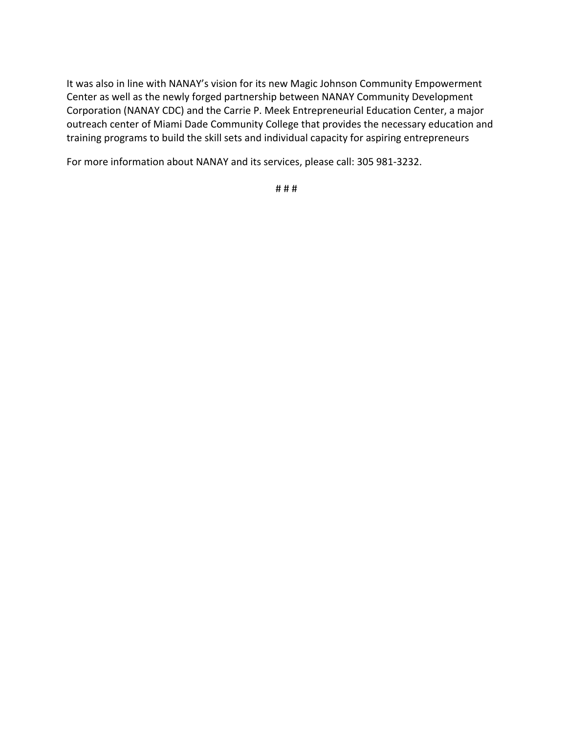It was also in line with NANAY's vision for its new Magic Johnson Community Empowerment Center as well as the newly forged partnership between NANAY Community Development Corporation (NANAY CDC) and the Carrie P. Meek Entrepreneurial Education Center, a major outreach center of Miami Dade Community College that provides the necessary education and training programs to build the skill sets and individual capacity for aspiring entrepreneurs

For more information about NANAY and its services, please call: 305 981-3232.

# # #